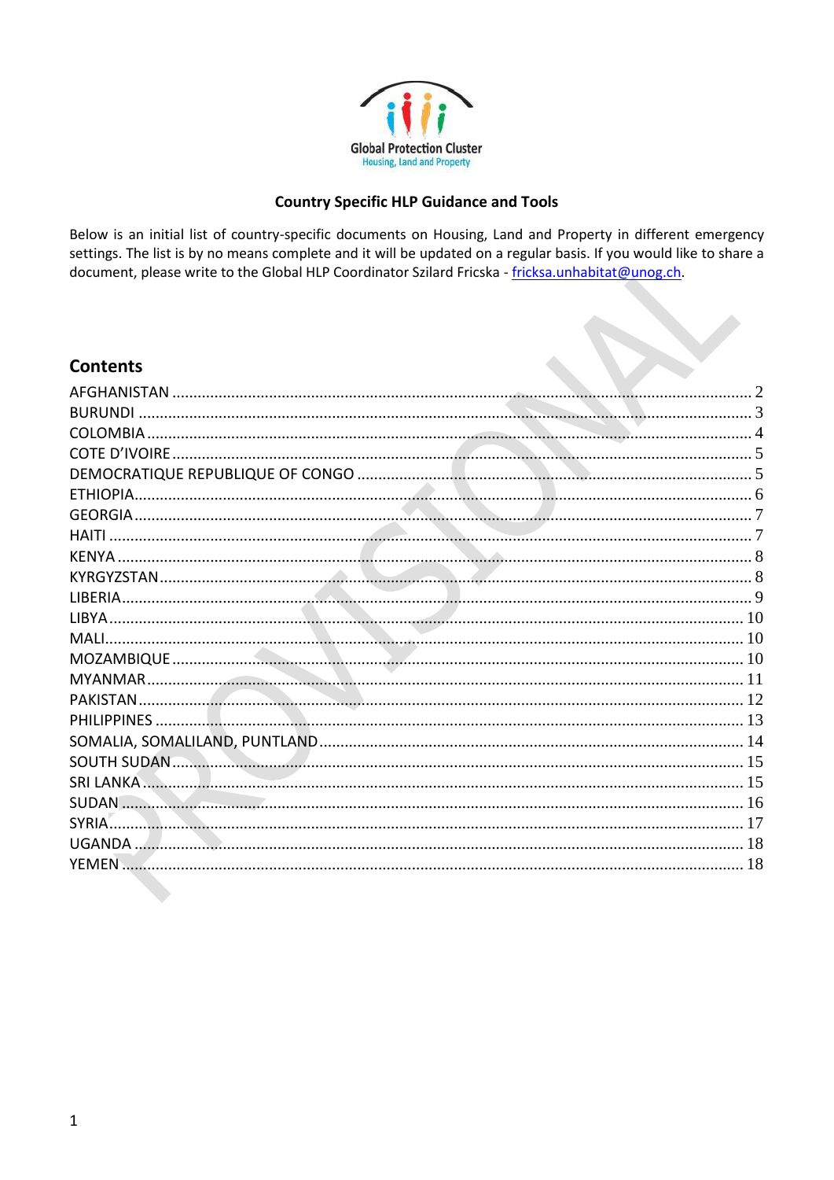Global Protection Cluster
Housing, Land and Property

**Country Specific HLP Guidance and Tools**

Below is an initial list of country-specific documents on Housing, Land and Property in different emergency settings. The list is by no means complete and it will be updated on a regular basis. If you would like to share a document, please write to the Global HLP Coordinator Szilard Fricska - fricksa.unhabitat@unog.ch.

## Contents

AFGHANISTAN ..... 2
BURUNDI ..... 3
COLOMBIA ..... 4
COTE D'IVOIRE ..... 5
DEMOCRATIQUE REPUBLIQUE OF CONGO ..... 5
ETHIOPIA ..... 6
GEORGIA ..... 7
HAITI ..... 7
KENYA ..... 8
KYRGYZSTAN ..... 8
LIBERIA ..... 9
LIBYA ..... 10
MALI ..... 10
MOZAMBIQUE ..... 10
MYANMAR ..... 11
PAKISTAN ..... 12
PHILIPPINES ..... 13
SOMALIA, SOMALILAND, PUNTLAND ..... 14
SOUTH SUDAN ..... 15
SRI LANKA ..... 15
SUDAN ..... 16
SYRIA ..... 17
UGANDA ..... 18
YEMEN ..... 18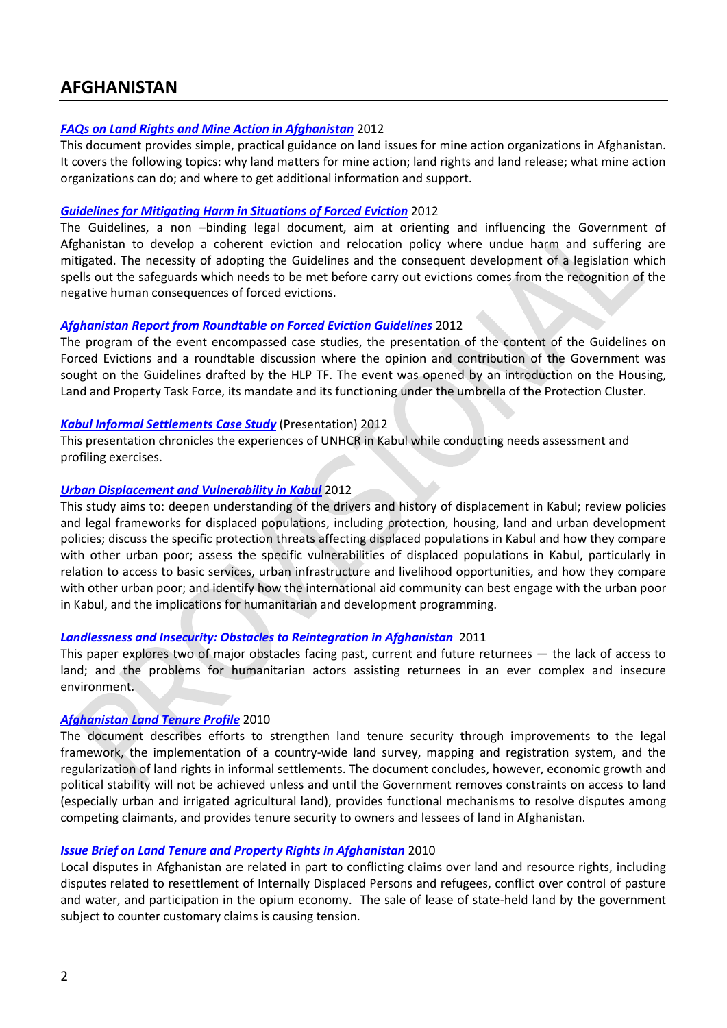# AFGHANISTAN

***FAQs on Land Rights and Mine Action in Afghanistan*** 2012

This document provides simple, practical guidance on land issues for mine action organizations in Afghanistan. It covers the following topics: why land matters for mine action; land rights and land release; what mine action organizations can do; and where to get additional information and support.

***Guidelines for Mitigating Harm in Situations of Forced Eviction*** 2012

The Guidelines, a non –binding legal document, aim at orienting and influencing the Government of Afghanistan to develop a coherent eviction and relocation policy where undue harm and suffering are mitigated. The necessity of adopting the Guidelines and the consequent development of a legislation which spells out the safeguards which needs to be met before carry out evictions comes from the recognition of the negative human consequences of forced evictions.

***Afghanistan Report from Roundtable on Forced Eviction Guidelines*** 2012

The program of the event encompassed case studies, the presentation of the content of the Guidelines on Forced Evictions and a roundtable discussion where the opinion and contribution of the Government was sought on the Guidelines drafted by the HLP TF. The event was opened by an introduction on the Housing, Land and Property Task Force, its mandate and its functioning under the umbrella of the Protection Cluster.

***Kabul Informal Settlements Case Study*** (Presentation) 2012

This presentation chronicles the experiences of UNHCR in Kabul while conducting needs assessment and profiling exercises.

***Urban Displacement and Vulnerability in Kabul*** 2012

This study aims to: deepen understanding of the drivers and history of displacement in Kabul; review policies and legal frameworks for displaced populations, including protection, housing, land and urban development policies; discuss the specific protection threats affecting displaced populations in Kabul and how they compare with other urban poor; assess the specific vulnerabilities of displaced populations in Kabul, particularly in relation to access to basic services, urban infrastructure and livelihood opportunities, and how they compare with other urban poor; and identify how the international aid community can best engage with the urban poor in Kabul, and the implications for humanitarian and development programming.

***Landlessness and Insecurity: Obstacles to Reintegration in Afghanistan*** 2011

This paper explores two of major obstacles facing past, current and future returnees — the lack of access to land; and the problems for humanitarian actors assisting returnees in an ever complex and insecure environment.

***Afghanistan Land Tenure Profile*** 2010

The document describes efforts to strengthen land tenure security through improvements to the legal framework, the implementation of a country-wide land survey, mapping and registration system, and the regularization of land rights in informal settlements. The document concludes, however, economic growth and political stability will not be achieved unless and until the Government removes constraints on access to land (especially urban and irrigated agricultural land), provides functional mechanisms to resolve disputes among competing claimants, and provides tenure security to owners and lessees of land in Afghanistan.

***Issue Brief on Land Tenure and Property Rights in Afghanistan*** 2010

Local disputes in Afghanistan are related in part to conflicting claims over land and resource rights, including disputes related to resettlement of Internally Displaced Persons and refugees, conflict over control of pasture and water, and participation in the opium economy. The sale of lease of state-held land by the government subject to counter customary claims is causing tension.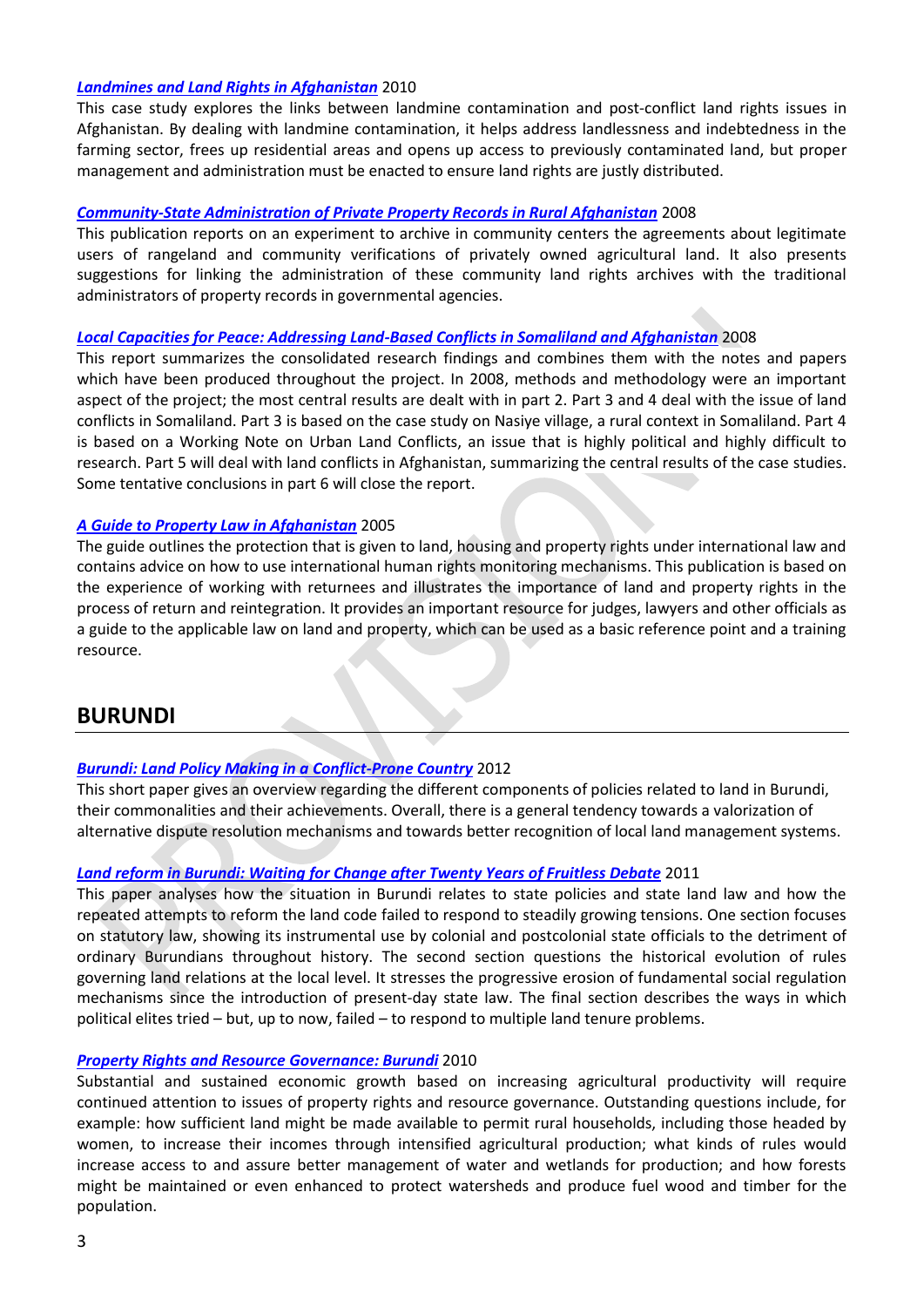[***Landmines and Land Rights in Afghanistan***](#) 2010

This case study explores the links between landmine contamination and post-conflict land rights issues in Afghanistan. By dealing with landmine contamination, it helps address landlessness and indebtedness in the farming sector, frees up residential areas and opens up access to previously contaminated land, but proper management and administration must be enacted to ensure land rights are justly distributed.

[***Community-State Administration of Private Property Records in Rural Afghanistan***](#) 2008

This publication reports on an experiment to archive in community centers the agreements about legitimate users of rangeland and community verifications of privately owned agricultural land. It also presents suggestions for linking the administration of these community land rights archives with the traditional administrators of property records in governmental agencies.

[***Local Capacities for Peace: Addressing Land-Based Conflicts in Somaliland and Afghanistan***](#) 2008

This report summarizes the consolidated research findings and combines them with the notes and papers which have been produced throughout the project. In 2008, methods and methodology were an important aspect of the project; the most central results are dealt with in part 2. Part 3 and 4 deal with the issue of land conflicts in Somaliland. Part 3 is based on the case study on Nasiye village, a rural context in Somaliland. Part 4 is based on a Working Note on Urban Land Conflicts, an issue that is highly political and highly difficult to research. Part 5 will deal with land conflicts in Afghanistan, summarizing the central results of the case studies. Some tentative conclusions in part 6 will close the report.

[***A Guide to Property Law in Afghanistan***](#) 2005

The guide outlines the protection that is given to land, housing and property rights under international law and contains advice on how to use international human rights monitoring mechanisms. This publication is based on the experience of working with returnees and illustrates the importance of land and property rights in the process of return and reintegration. It provides an important resource for judges, lawyers and other officials as a guide to the applicable law on land and property, which can be used as a basic reference point and a training resource.

## BURUNDI

[***Burundi: Land Policy Making in a Conflict-Prone Country***](#) 2012

This short paper gives an overview regarding the different components of policies related to land in Burundi, their commonalities and their achievements. Overall, there is a general tendency towards a valorization of alternative dispute resolution mechanisms and towards better recognition of local land management systems.

[***Land reform in Burundi: Waiting for Change after Twenty Years of Fruitless Debate***](#) 2011

This paper analyses how the situation in Burundi relates to state policies and state land law and how the repeated attempts to reform the land code failed to respond to steadily growing tensions. One section focuses on statutory law, showing its instrumental use by colonial and postcolonial state officials to the detriment of ordinary Burundians throughout history. The second section questions the historical evolution of rules governing land relations at the local level. It stresses the progressive erosion of fundamental social regulation mechanisms since the introduction of present-day state law. The final section describes the ways in which political elites tried – but, up to now, failed – to respond to multiple land tenure problems.

[***Property Rights and Resource Governance: Burundi***](#) 2010

Substantial and sustained economic growth based on increasing agricultural productivity will require continued attention to issues of property rights and resource governance. Outstanding questions include, for example: how sufficient land might be made available to permit rural households, including those headed by women, to increase their incomes through intensified agricultural production; what kinds of rules would increase access to and assure better management of water and wetlands for production; and how forests might be maintained or even enhanced to protect watersheds and produce fuel wood and timber for the population.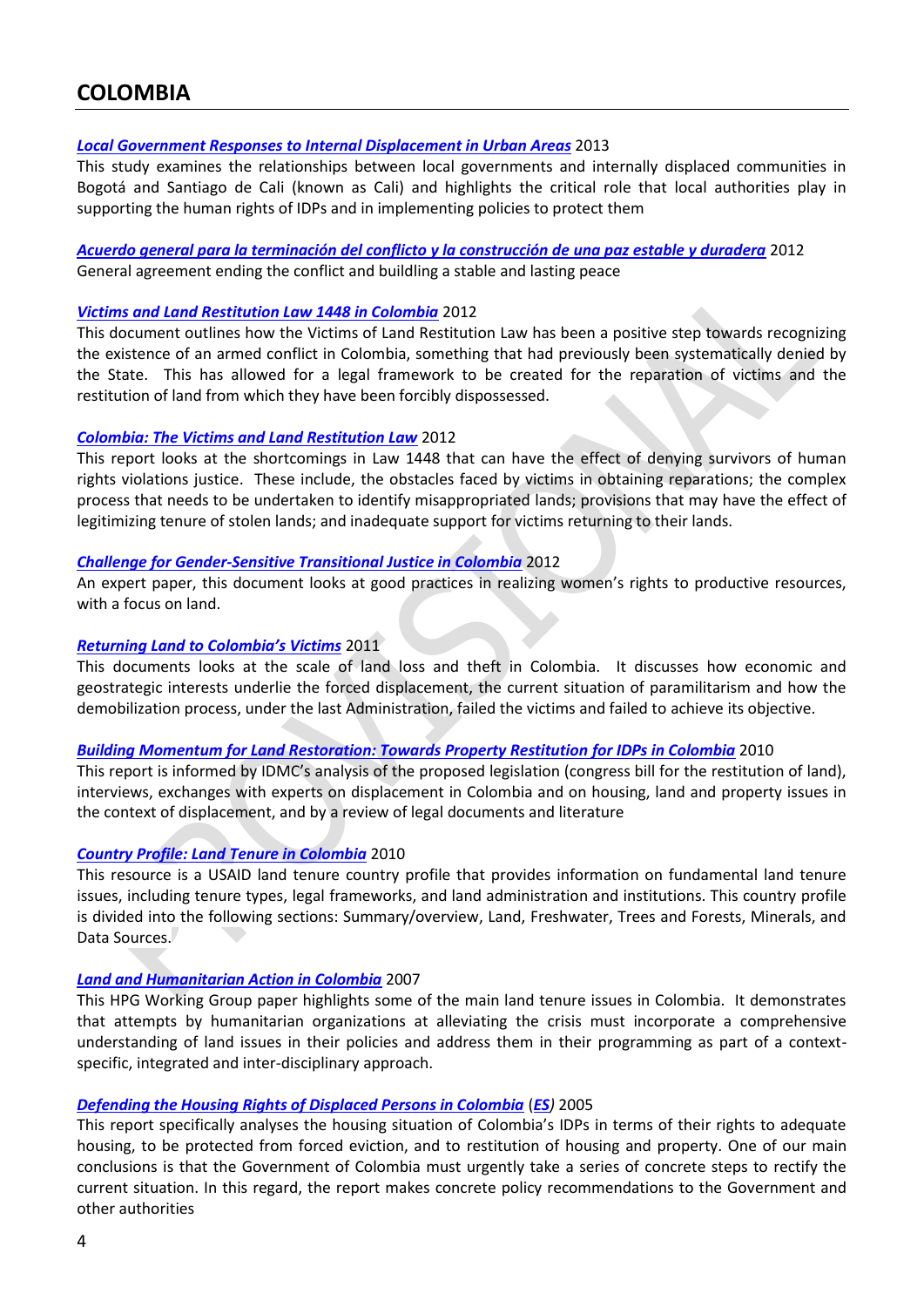# COLOMBIA

***Local Government Responses to Internal Displacement in Urban Areas*** 2013

This study examines the relationships between local governments and internally displaced communities in Bogotá and Santiago de Cali (known as Cali) and highlights the critical role that local authorities play in supporting the human rights of IDPs and in implementing policies to protect them

***Acuerdo general para la terminación del conflicto y la construcción de una paz estable y duradera*** 2012

General agreement ending the conflict and building a stable and lasting peace

***Victims and Land Restitution Law 1448 in Colombia*** 2012

This document outlines how the Victims of Land Restitution Law has been a positive step towards recognizing the existence of an armed conflict in Colombia, something that had previously been systematically denied by the State. This has allowed for a legal framework to be created for the reparation of victims and the restitution of land from which they have been forcibly dispossessed.

***Colombia: The Victims and Land Restitution Law*** 2012

This report looks at the shortcomings in Law 1448 that can have the effect of denying survivors of human rights violations justice. These include, the obstacles faced by victims in obtaining reparations; the complex process that needs to be undertaken to identify misappropriated lands; provisions that may have the effect of legitimizing tenure of stolen lands; and inadequate support for victims returning to their lands.

***Challenge for Gender-Sensitive Transitional Justice in Colombia*** 2012

An expert paper, this document looks at good practices in realizing women's rights to productive resources, with a focus on land.

***Returning Land to Colombia's Victims*** 2011

This documents looks at the scale of land loss and theft in Colombia. It discusses how economic and geostrategic interests underlie the forced displacement, the current situation of paramilitarism and how the demobilization process, under the last Administration, failed the victims and failed to achieve its objective.

***Building Momentum for Land Restoration: Towards Property Restitution for IDPs in Colombia*** 2010

This report is informed by IDMC's analysis of the proposed legislation (congress bill for the restitution of land), interviews, exchanges with experts on displacement in Colombia and on housing, land and property issues in the context of displacement, and by a review of legal documents and literature

***Country Profile: Land Tenure in Colombia*** 2010

This resource is a USAID land tenure country profile that provides information on fundamental land tenure issues, including tenure types, legal frameworks, and land administration and institutions. This country profile is divided into the following sections: Summary/overview, Land, Freshwater, Trees and Forests, Minerals, and Data Sources.

***Land and Humanitarian Action in Colombia*** 2007

This HPG Working Group paper highlights some of the main land tenure issues in Colombia. It demonstrates that attempts by humanitarian organizations at alleviating the crisis must incorporate a comprehensive understanding of land issues in their policies and address them in their programming as part of a context-specific, integrated and inter-disciplinary approach.

***Defending the Housing Rights of Displaced Persons in Colombia*** (***ES***) 2005

This report specifically analyses the housing situation of Colombia's IDPs in terms of their rights to adequate housing, to be protected from forced eviction, and to restitution of housing and property. One of our main conclusions is that the Government of Colombia must urgently take a series of concrete steps to rectify the current situation. In this regard, the report makes concrete policy recommendations to the Government and other authorities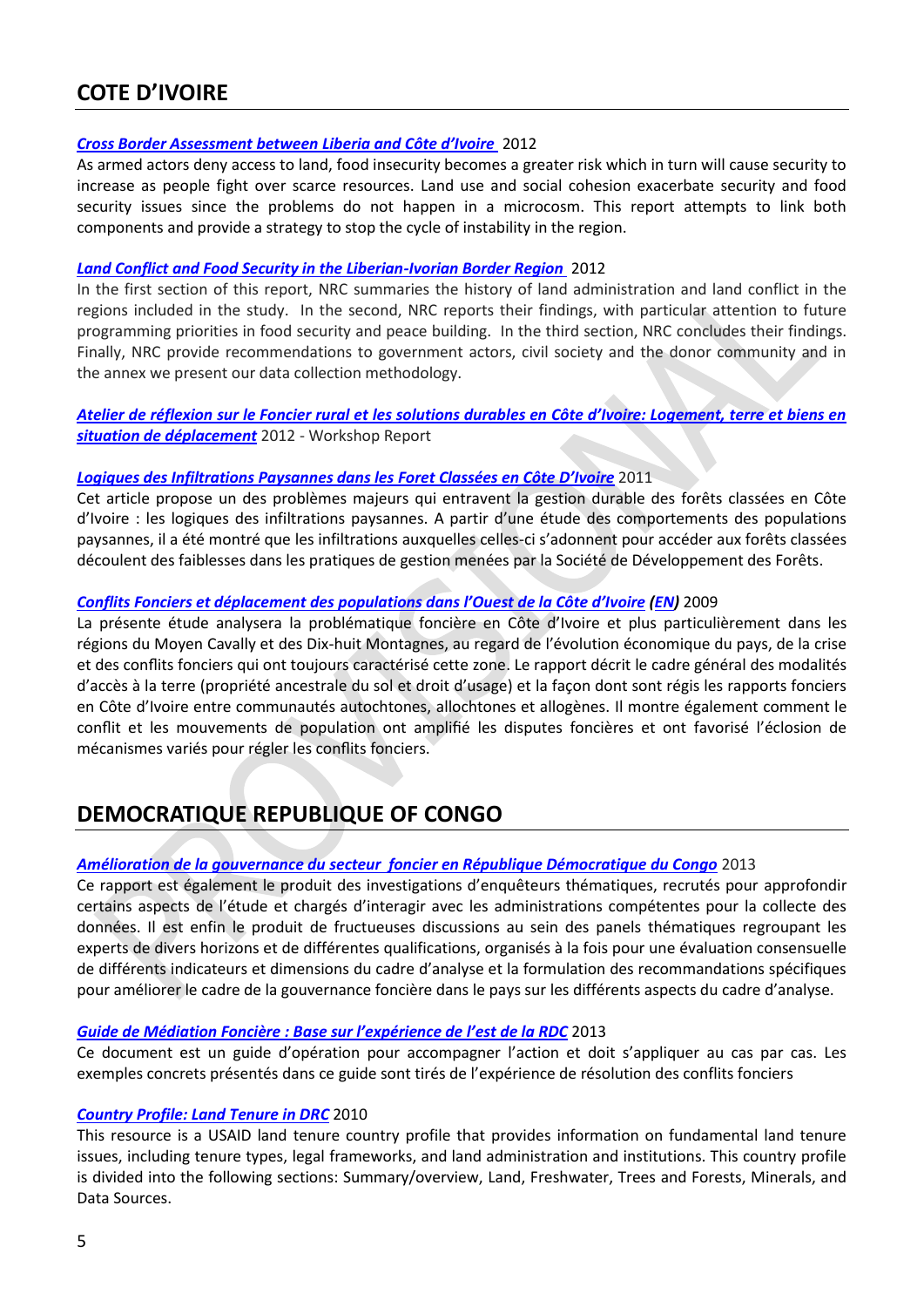## COTE D'IVOIRE

***Cross Border Assessment between Liberia and Côte d'Ivoire*** 2012
As armed actors deny access to land, food insecurity becomes a greater risk which in turn will cause security to increase as people fight over scarce resources. Land use and social cohesion exacerbate security and food security issues since the problems do not happen in a microcosm. This report attempts to link both components and provide a strategy to stop the cycle of instability in the region.

***Land Conflict and Food Security in the Liberian-Ivorian Border Region*** 2012
In the first section of this report, NRC summaries the history of land administration and land conflict in the regions included in the study. In the second, NRC reports their findings, with particular attention to future programming priorities in food security and peace building. In the third section, NRC concludes their findings. Finally, NRC provide recommendations to government actors, civil society and the donor community and in the annex we present our data collection methodology.

***Atelier de réflexion sur le Foncier rural et les solutions durables en Côte d'Ivoire: Logement, terre et biens en situation de déplacement*** 2012 - Workshop Report

***Logiques des Infiltrations Paysannes dans les Foret Classées en Côte D'Ivoire*** 2011
Cet article propose un des problèmes majeurs qui entravent la gestion durable des forêts classées en Côte d'Ivoire : les logiques des infiltrations paysannes. A partir d'une étude des comportements des populations paysannes, il a été montré que les infiltrations auxquelles celles-ci s'adonnent pour accéder aux forêts classées découlent des faiblesses dans les pratiques de gestion menées par la Société de Développement des Forêts.

***Conflits Fonciers et déplacement des populations dans l'Ouest de la Côte d'Ivoire (EN)*** 2009
La présente étude analysera la problématique foncière en Côte d'Ivoire et plus particulièrement dans les régions du Moyen Cavally et des Dix-huit Montagnes, au regard de l'évolution économique du pays, de la crise et des conflits fonciers qui ont toujours caractérisé cette zone. Le rapport décrit le cadre général des modalités d'accès à la terre (propriété ancestrale du sol et droit d'usage) et la façon dont sont régis les rapports fonciers en Côte d'Ivoire entre communautés autochtones, allochtones et allogènes. Il montre également comment le conflit et les mouvements de population ont amplifié les disputes foncières et ont favorisé l'éclosion de mécanismes variés pour régler les conflits fonciers.

## DEMOCRATIQUE REPUBLIQUE OF CONGO

***Amélioration de la gouvernance du secteur foncier en République Démocratique du Congo*** 2013
Ce rapport est également le produit des investigations d'enquêteurs thématiques, recrutés pour approfondir certains aspects de l'étude et chargés d'interagir avec les administrations compétentes pour la collecte des données. Il est enfin le produit de fructueuses discussions au sein des panels thématiques regroupant les experts de divers horizons et de différentes qualifications, organisés à la fois pour une évaluation consensuelle de différents indicateurs et dimensions du cadre d'analyse et la formulation des recommandations spécifiques pour améliorer le cadre de la gouvernance foncière dans le pays sur les différents aspects du cadre d'analyse.

***Guide de Médiation Foncière : Base sur l'expérience de l'est de la RDC*** 2013
Ce document est un guide d'opération pour accompagner l'action et doit s'appliquer au cas par cas. Les exemples concrets présentés dans ce guide sont tirés de l'expérience de résolution des conflits fonciers

***Country Profile: Land Tenure in DRC*** 2010
This resource is a USAID land tenure country profile that provides information on fundamental land tenure issues, including tenure types, legal frameworks, and land administration and institutions. This country profile is divided into the following sections: Summary/overview, Land, Freshwater, Trees and Forests, Minerals, and Data Sources.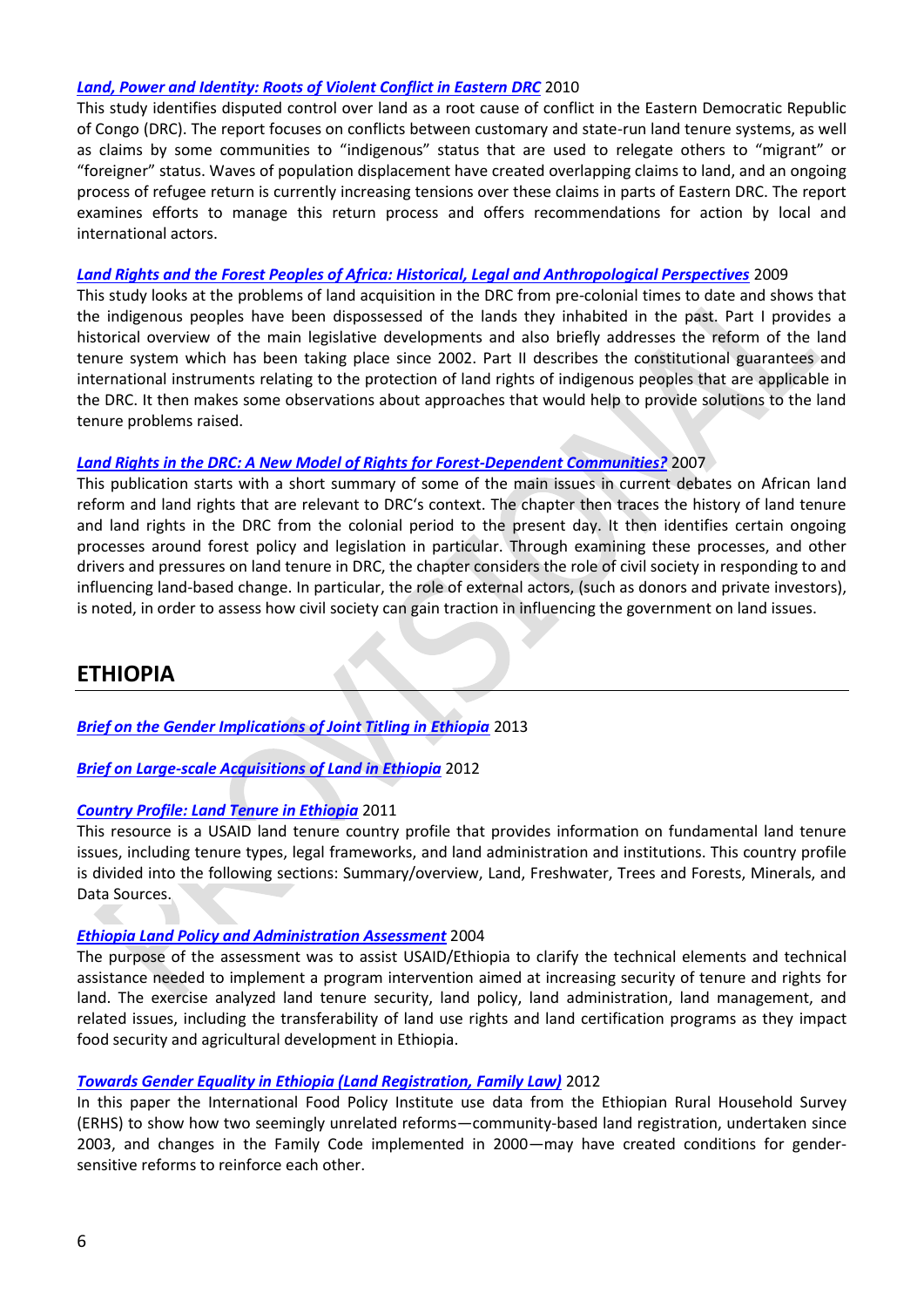***Land, Power and Identity: Roots of Violent Conflict in Eastern DRC*** 2010
This study identifies disputed control over land as a root cause of conflict in the Eastern Democratic Republic of Congo (DRC). The report focuses on conflicts between customary and state-run land tenure systems, as well as claims by some communities to "indigenous" status that are used to relegate others to "migrant" or "foreigner" status. Waves of population displacement have created overlapping claims to land, and an ongoing process of refugee return is currently increasing tensions over these claims in parts of Eastern DRC. The report examines efforts to manage this return process and offers recommendations for action by local and international actors.

***Land Rights and the Forest Peoples of Africa: Historical, Legal and Anthropological Perspectives*** 2009
This study looks at the problems of land acquisition in the DRC from pre-colonial times to date and shows that the indigenous peoples have been dispossessed of the lands they inhabited in the past. Part I provides a historical overview of the main legislative developments and also briefly addresses the reform of the land tenure system which has been taking place since 2002. Part II describes the constitutional guarantees and international instruments relating to the protection of land rights of indigenous peoples that are applicable in the DRC. It then makes some observations about approaches that would help to provide solutions to the land tenure problems raised.

***Land Rights in the DRC: A New Model of Rights for Forest-Dependent Communities?*** 2007
This publication starts with a short summary of some of the main issues in current debates on African land reform and land rights that are relevant to DRC's context. The chapter then traces the history of land tenure and land rights in the DRC from the colonial period to the present day. It then identifies certain ongoing processes around forest policy and legislation in particular. Through examining these processes, and other drivers and pressures on land tenure in DRC, the chapter considers the role of civil society in responding to and influencing land-based change. In particular, the role of external actors, (such as donors and private investors), is noted, in order to assess how civil society can gain traction in influencing the government on land issues.

## ETHIOPIA

***Brief on the Gender Implications of Joint Titling in Ethiopia*** 2013

***Brief on Large-scale Acquisitions of Land in Ethiopia*** 2012

***Country Profile: Land Tenure in Ethiopia*** 2011
This resource is a USAID land tenure country profile that provides information on fundamental land tenure issues, including tenure types, legal frameworks, and land administration and institutions. This country profile is divided into the following sections: Summary/overview, Land, Freshwater, Trees and Forests, Minerals, and Data Sources.

***Ethiopia Land Policy and Administration Assessment*** 2004
The purpose of the assessment was to assist USAID/Ethiopia to clarify the technical elements and technical assistance needed to implement a program intervention aimed at increasing security of tenure and rights for land. The exercise analyzed land tenure security, land policy, land administration, land management, and related issues, including the transferability of land use rights and land certification programs as they impact food security and agricultural development in Ethiopia.

***Towards Gender Equality in Ethiopia (Land Registration, Family Law)*** 2012
In this paper the International Food Policy Institute use data from the Ethiopian Rural Household Survey (ERHS) to show how two seemingly unrelated reforms—community-based land registration, undertaken since 2003, and changes in the Family Code implemented in 2000—may have created conditions for gender-sensitive reforms to reinforce each other.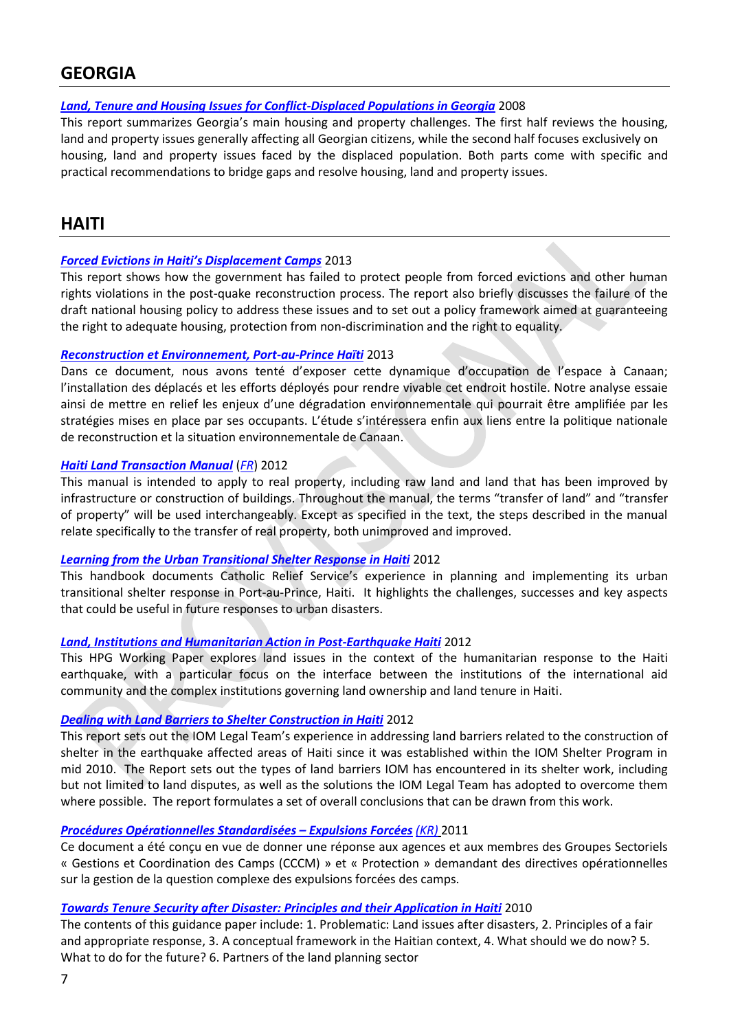## GEORGIA

***Land, Tenure and Housing Issues for Conflict-Displaced Populations in Georgia*** 2008
This report summarizes Georgia's main housing and property challenges. The first half reviews the housing, land and property issues generally affecting all Georgian citizens, while the second half focuses exclusively on housing, land and property issues faced by the displaced population. Both parts come with specific and practical recommendations to bridge gaps and resolve housing, land and property issues.

## HAITI

***Forced Evictions in Haiti's Displacement Camps*** 2013
This report shows how the government has failed to protect people from forced evictions and other human rights violations in the post-quake reconstruction process. The report also briefly discusses the failure of the draft national housing policy to address these issues and to set out a policy framework aimed at guaranteeing the right to adequate housing, protection from non-discrimination and the right to equality.

***Reconstruction et Environnement, Port-au-Prince Haïti*** 2013
Dans ce document, nous avons tenté d'exposer cette dynamique d'occupation de l'espace à Canaan; l'installation des déplacés et les efforts déployés pour rendre vivable cet endroit hostile. Notre analyse essaie ainsi de mettre en relief les enjeux d'une dégradation environnementale qui pourrait être amplifiée par les stratégies mises en place par ses occupants. L'étude s'intéressera enfin aux liens entre la politique nationale de reconstruction et la situation environnementale de Canaan.

***Haiti Land Transaction Manual*** (*FR*) 2012
This manual is intended to apply to real property, including raw land and land that has been improved by infrastructure or construction of buildings. Throughout the manual, the terms "transfer of land" and "transfer of property" will be used interchangeably. Except as specified in the text, the steps described in the manual relate specifically to the transfer of real property, both unimproved and improved.

***Learning from the Urban Transitional Shelter Response in Haiti*** 2012
This handbook documents Catholic Relief Service's experience in planning and implementing its urban transitional shelter response in Port-au-Prince, Haiti. It highlights the challenges, successes and key aspects that could be useful in future responses to urban disasters.

***Land, Institutions and Humanitarian Action in Post-Earthquake Haiti*** 2012
This HPG Working Paper explores land issues in the context of the humanitarian response to the Haiti earthquake, with a particular focus on the interface between the institutions of the international aid community and the complex institutions governing land ownership and land tenure in Haiti.

***Dealing with Land Barriers to Shelter Construction in Haiti*** 2012
This report sets out the IOM Legal Team's experience in addressing land barriers related to the construction of shelter in the earthquake affected areas of Haiti since it was established within the IOM Shelter Program in mid 2010. The Report sets out the types of land barriers IOM has encountered in its shelter work, including but not limited to land disputes, as well as the solutions the IOM Legal Team has adopted to overcome them where possible. The report formulates a set of overall conclusions that can be drawn from this work.

***Procédures Opérationnelles Standardisées – Expulsions Forcées*** *(KR)* 2011
Ce document a été conçu en vue de donner une réponse aux agences et aux membres des Groupes Sectoriels « Gestions et Coordination des Camps (CCCM) » et « Protection » demandant des directives opérationnelles sur la gestion de la question complexe des expulsions forcées des camps.

***Towards Tenure Security after Disaster: Principles and their Application in Haiti*** 2010
The contents of this guidance paper include: 1. Problematic: Land issues after disasters, 2. Principles of a fair and appropriate response, 3. A conceptual framework in the Haitian context, 4. What should we do now? 5. What to do for the future? 6. Partners of the land planning sector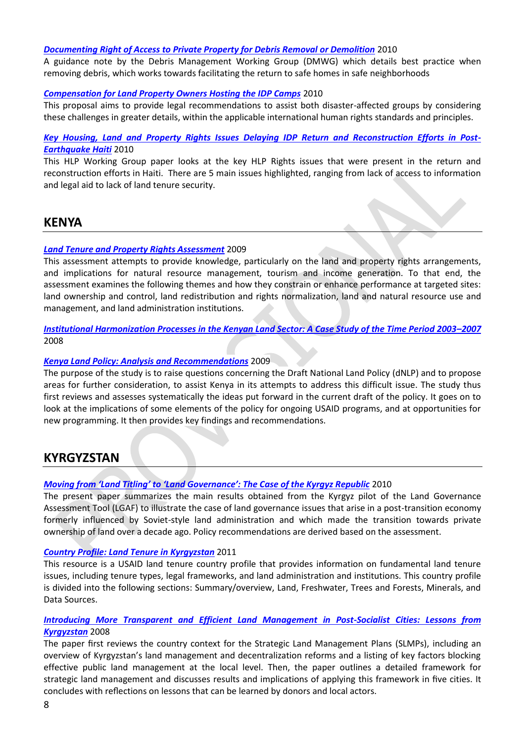***Documenting Right of Access to Private Property for Debris Removal or Demolition*** 2010
A guidance note by the Debris Management Working Group (DMWG) which details best practice when removing debris, which works towards facilitating the return to safe homes in safe neighborhoods

***Compensation for Land Property Owners Hosting the IDP Camps*** 2010
This proposal aims to provide legal recommendations to assist both disaster-affected groups by considering these challenges in greater details, within the applicable international human rights standards and principles.

***Key Housing, Land and Property Rights Issues Delaying IDP Return and Reconstruction Efforts in Post-Earthquake Haiti*** 2010
This HLP Working Group paper looks at the key HLP Rights issues that were present in the return and reconstruction efforts in Haiti. There are 5 main issues highlighted, ranging from lack of access to information and legal aid to lack of land tenure security.

## KENYA

***Land Tenure and Property Rights Assessment*** 2009
This assessment attempts to provide knowledge, particularly on the land and property rights arrangements, and implications for natural resource management, tourism and income generation. To that end, the assessment examines the following themes and how they constrain or enhance performance at targeted sites: land ownership and control, land redistribution and rights normalization, land and natural resource use and management, and land administration institutions.

***Institutional Harmonization Processes in the Kenyan Land Sector: A Case Study of the Time Period 2003–2007*** 2008

***Kenya Land Policy: Analysis and Recommendations*** 2009
The purpose of the study is to raise questions concerning the Draft National Land Policy (dNLP) and to propose areas for further consideration, to assist Kenya in its attempts to address this difficult issue. The study thus first reviews and assesses systematically the ideas put forward in the current draft of the policy. It goes on to look at the implications of some elements of the policy for ongoing USAID programs, and at opportunities for new programming. It then provides key findings and recommendations.

## KYRGYZSTAN

***Moving from 'Land Titling' to 'Land Governance': The Case of the Kyrgyz Republic*** 2010
The present paper summarizes the main results obtained from the Kyrgyz pilot of the Land Governance Assessment Tool (LGAF) to illustrate the case of land governance issues that arise in a post-transition economy formerly influenced by Soviet-style land administration and which made the transition towards private ownership of land over a decade ago. Policy recommendations are derived based on the assessment.

***Country Profile: Land Tenure in Kyrgyzstan*** 2011
This resource is a USAID land tenure country profile that provides information on fundamental land tenure issues, including tenure types, legal frameworks, and land administration and institutions. This country profile is divided into the following sections: Summary/overview, Land, Freshwater, Trees and Forests, Minerals, and Data Sources.

***Introducing More Transparent and Efficient Land Management in Post-Socialist Cities: Lessons from Kyrgyzstan*** 2008
The paper first reviews the country context for the Strategic Land Management Plans (SLMPs), including an overview of Kyrgyzstan's land management and decentralization reforms and a listing of key factors blocking effective public land management at the local level. Then, the paper outlines a detailed framework for strategic land management and discusses results and implications of applying this framework in five cities. It concludes with reflections on lessons that can be learned by donors and local actors.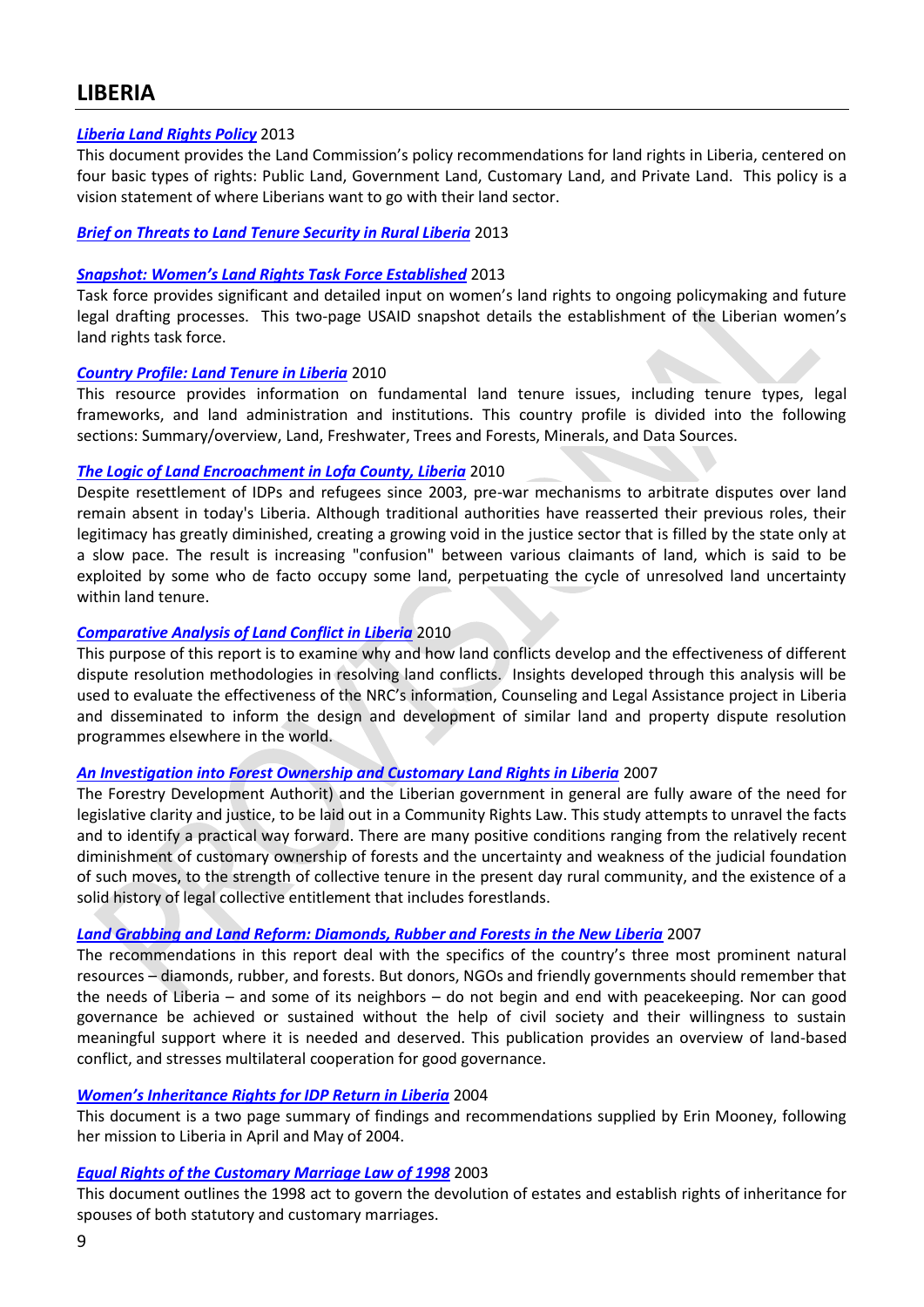# LIBERIA

***Liberia Land Rights Policy*** 2013

This document provides the Land Commission's policy recommendations for land rights in Liberia, centered on four basic types of rights: Public Land, Government Land, Customary Land, and Private Land. This policy is a vision statement of where Liberians want to go with their land sector.

***Brief on Threats to Land Tenure Security in Rural Liberia*** 2013

***Snapshot: Women's Land Rights Task Force Established*** 2013

Task force provides significant and detailed input on women's land rights to ongoing policymaking and future legal drafting processes. This two-page USAID snapshot details the establishment of the Liberian women's land rights task force.

***Country Profile: Land Tenure in Liberia*** 2010

This resource provides information on fundamental land tenure issues, including tenure types, legal frameworks, and land administration and institutions. This country profile is divided into the following sections: Summary/overview, Land, Freshwater, Trees and Forests, Minerals, and Data Sources.

***The Logic of Land Encroachment in Lofa County, Liberia*** 2010

Despite resettlement of IDPs and refugees since 2003, pre-war mechanisms to arbitrate disputes over land remain absent in today's Liberia. Although traditional authorities have reasserted their previous roles, their legitimacy has greatly diminished, creating a growing void in the justice sector that is filled by the state only at a slow pace. The result is increasing "confusion" between various claimants of land, which is said to be exploited by some who de facto occupy some land, perpetuating the cycle of unresolved land uncertainty within land tenure.

***Comparative Analysis of Land Conflict in Liberia*** 2010

This purpose of this report is to examine why and how land conflicts develop and the effectiveness of different dispute resolution methodologies in resolving land conflicts. Insights developed through this analysis will be used to evaluate the effectiveness of the NRC's information, Counseling and Legal Assistance project in Liberia and disseminated to inform the design and development of similar land and property dispute resolution programmes elsewhere in the world.

***An Investigation into Forest Ownership and Customary Land Rights in Liberia*** 2007

The Forestry Development Authorit) and the Liberian government in general are fully aware of the need for legislative clarity and justice, to be laid out in a Community Rights Law. This study attempts to unravel the facts and to identify a practical way forward. There are many positive conditions ranging from the relatively recent diminishment of customary ownership of forests and the uncertainty and weakness of the judicial foundation of such moves, to the strength of collective tenure in the present day rural community, and the existence of a solid history of legal collective entitlement that includes forestlands.

***Land Grabbing and Land Reform: Diamonds, Rubber and Forests in the New Liberia*** 2007

The recommendations in this report deal with the specifics of the country's three most prominent natural resources – diamonds, rubber, and forests. But donors, NGOs and friendly governments should remember that the needs of Liberia – and some of its neighbors – do not begin and end with peacekeeping. Nor can good governance be achieved or sustained without the help of civil society and their willingness to sustain meaningful support where it is needed and deserved. This publication provides an overview of land-based conflict, and stresses multilateral cooperation for good governance.

***Women's Inheritance Rights for IDP Return in Liberia*** 2004

This document is a two page summary of findings and recommendations supplied by Erin Mooney, following her mission to Liberia in April and May of 2004.

***Equal Rights of the Customary Marriage Law of 1998*** 2003

This document outlines the 1998 act to govern the devolution of estates and establish rights of inheritance for spouses of both statutory and customary marriages.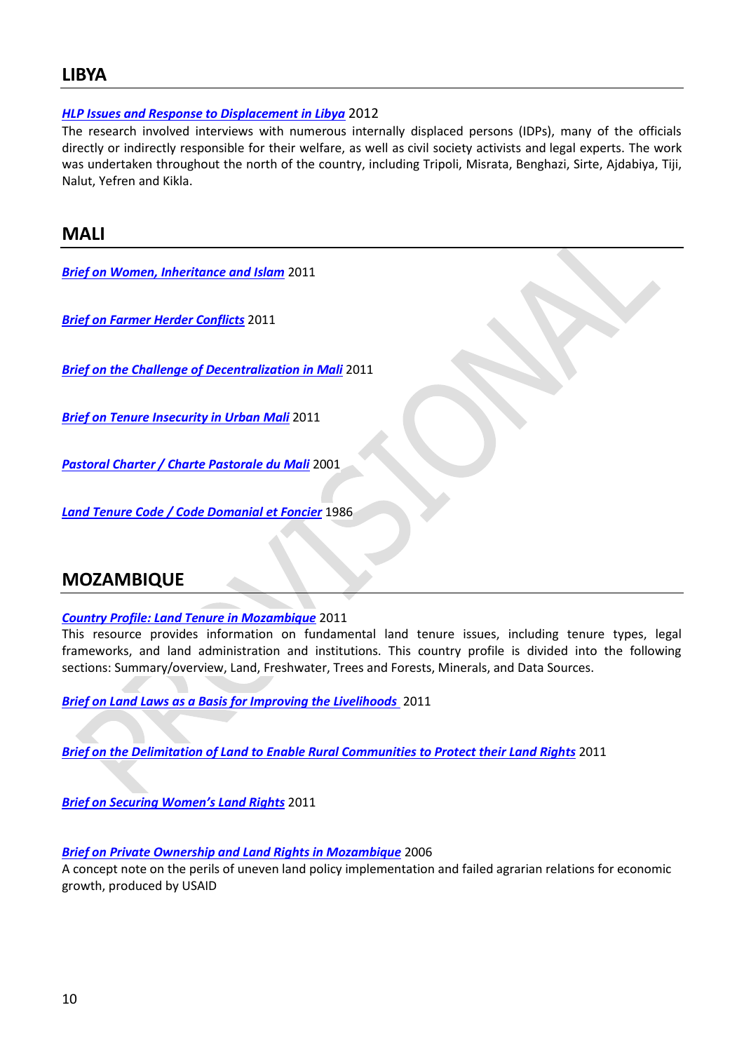## LIBYA

***HLP Issues and Response to Displacement in Libya*** 2012
The research involved interviews with numerous internally displaced persons (IDPs), many of the officials directly or indirectly responsible for their welfare, as well as civil society activists and legal experts. The work was undertaken throughout the north of the country, including Tripoli, Misrata, Benghazi, Sirte, Ajdabiya, Tiji, Nalut, Yefren and Kikla.

## MALI

***Brief on Women, Inheritance and Islam*** 2011

***Brief on Farmer Herder Conflicts*** 2011

***Brief on the Challenge of Decentralization in Mali*** 2011

***Brief on Tenure Insecurity in Urban Mali*** 2011

***Pastoral Charter / Charte Pastorale du Mali*** 2001

***Land Tenure Code / Code Domanial et Foncier*** 1986

## MOZAMBIQUE

***Country Profile: Land Tenure in Mozambique*** 2011
This resource provides information on fundamental land tenure issues, including tenure types, legal frameworks, and land administration and institutions. This country profile is divided into the following sections: Summary/overview, Land, Freshwater, Trees and Forests, Minerals, and Data Sources.

***Brief on Land Laws as a Basis for Improving the Livelihoods*** 2011

***Brief on the Delimitation of Land to Enable Rural Communities to Protect their Land Rights*** 2011

***Brief on Securing Women's Land Rights*** 2011

***Brief on Private Ownership and Land Rights in Mozambique*** 2006
A concept note on the perils of uneven land policy implementation and failed agrarian relations for economic growth, produced by USAID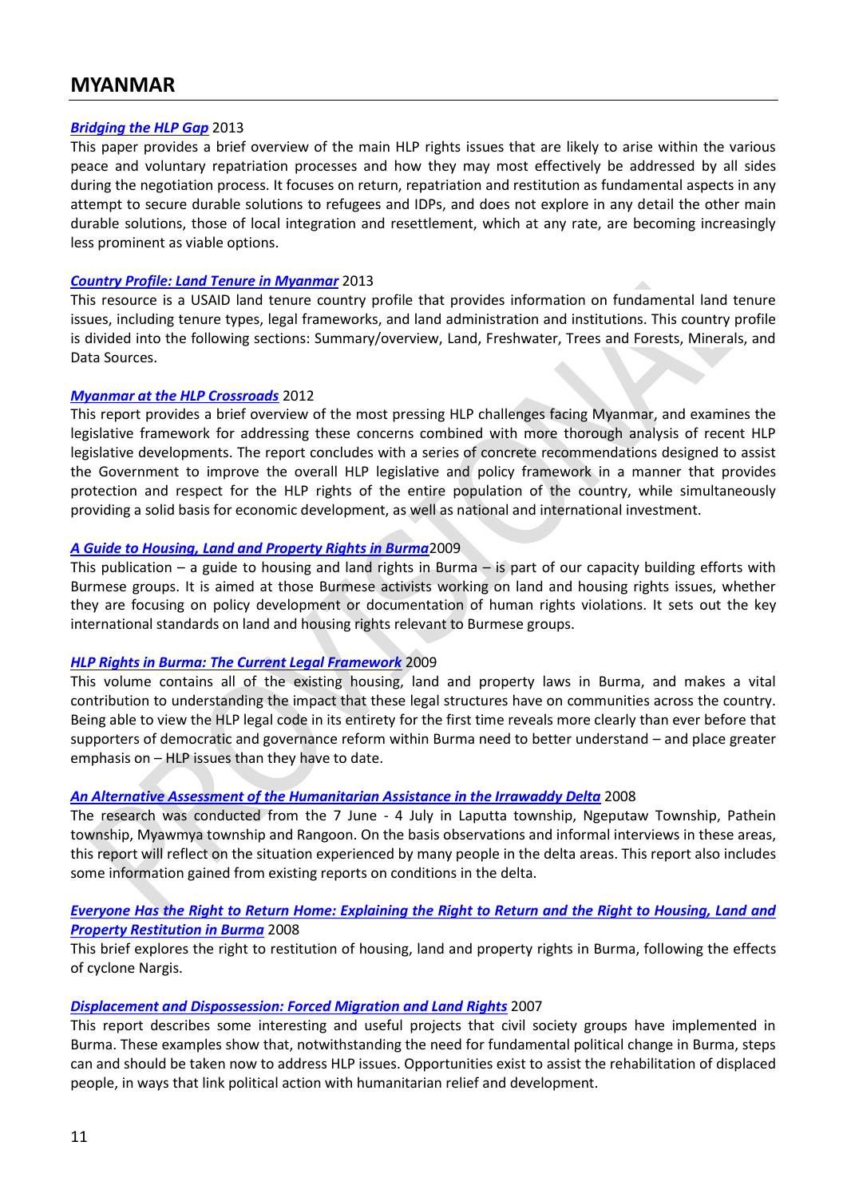# MYANMAR

***Bridging the HLP Gap*** 2013
This paper provides a brief overview of the main HLP rights issues that are likely to arise within the various peace and voluntary repatriation processes and how they may most effectively be addressed by all sides during the negotiation process. It focuses on return, repatriation and restitution as fundamental aspects in any attempt to secure durable solutions to refugees and IDPs, and does not explore in any detail the other main durable solutions, those of local integration and resettlement, which at any rate, are becoming increasingly less prominent as viable options.

***Country Profile: Land Tenure in Myanmar*** 2013
This resource is a USAID land tenure country profile that provides information on fundamental land tenure issues, including tenure types, legal frameworks, and land administration and institutions. This country profile is divided into the following sections: Summary/overview, Land, Freshwater, Trees and Forests, Minerals, and Data Sources.

***Myanmar at the HLP Crossroads*** 2012
This report provides a brief overview of the most pressing HLP challenges facing Myanmar, and examines the legislative framework for addressing these concerns combined with more thorough analysis of recent HLP legislative developments. The report concludes with a series of concrete recommendations designed to assist the Government to improve the overall HLP legislative and policy framework in a manner that provides protection and respect for the HLP rights of the entire population of the country, while simultaneously providing a solid basis for economic development, as well as national and international investment.

***A Guide to Housing, Land and Property Rights in Burma***2009
This publication – a guide to housing and land rights in Burma – is part of our capacity building efforts with Burmese groups. It is aimed at those Burmese activists working on land and housing rights issues, whether they are focusing on policy development or documentation of human rights violations. It sets out the key international standards on land and housing rights relevant to Burmese groups.

***HLP Rights in Burma: The Current Legal Framework*** 2009
This volume contains all of the existing housing, land and property laws in Burma, and makes a vital contribution to understanding the impact that these legal structures have on communities across the country. Being able to view the HLP legal code in its entirety for the first time reveals more clearly than ever before that supporters of democratic and governance reform within Burma need to better understand – and place greater emphasis on – HLP issues than they have to date.

***An Alternative Assessment of the Humanitarian Assistance in the Irrawaddy Delta*** 2008
The research was conducted from the 7 June - 4 July in Laputta township, Ngeputaw Township, Pathein township, Myawmya township and Rangoon. On the basis observations and informal interviews in these areas, this report will reflect on the situation experienced by many people in the delta areas. This report also includes some information gained from existing reports on conditions in the delta.

***Everyone Has the Right to Return Home: Explaining the Right to Return and the Right to Housing, Land and Property Restitution in Burma*** 2008
This brief explores the right to restitution of housing, land and property rights in Burma, following the effects of cyclone Nargis.

***Displacement and Dispossession: Forced Migration and Land Rights*** 2007
This report describes some interesting and useful projects that civil society groups have implemented in Burma. These examples show that, notwithstanding the need for fundamental political change in Burma, steps can and should be taken now to address HLP issues. Opportunities exist to assist the rehabilitation of displaced people, in ways that link political action with humanitarian relief and development.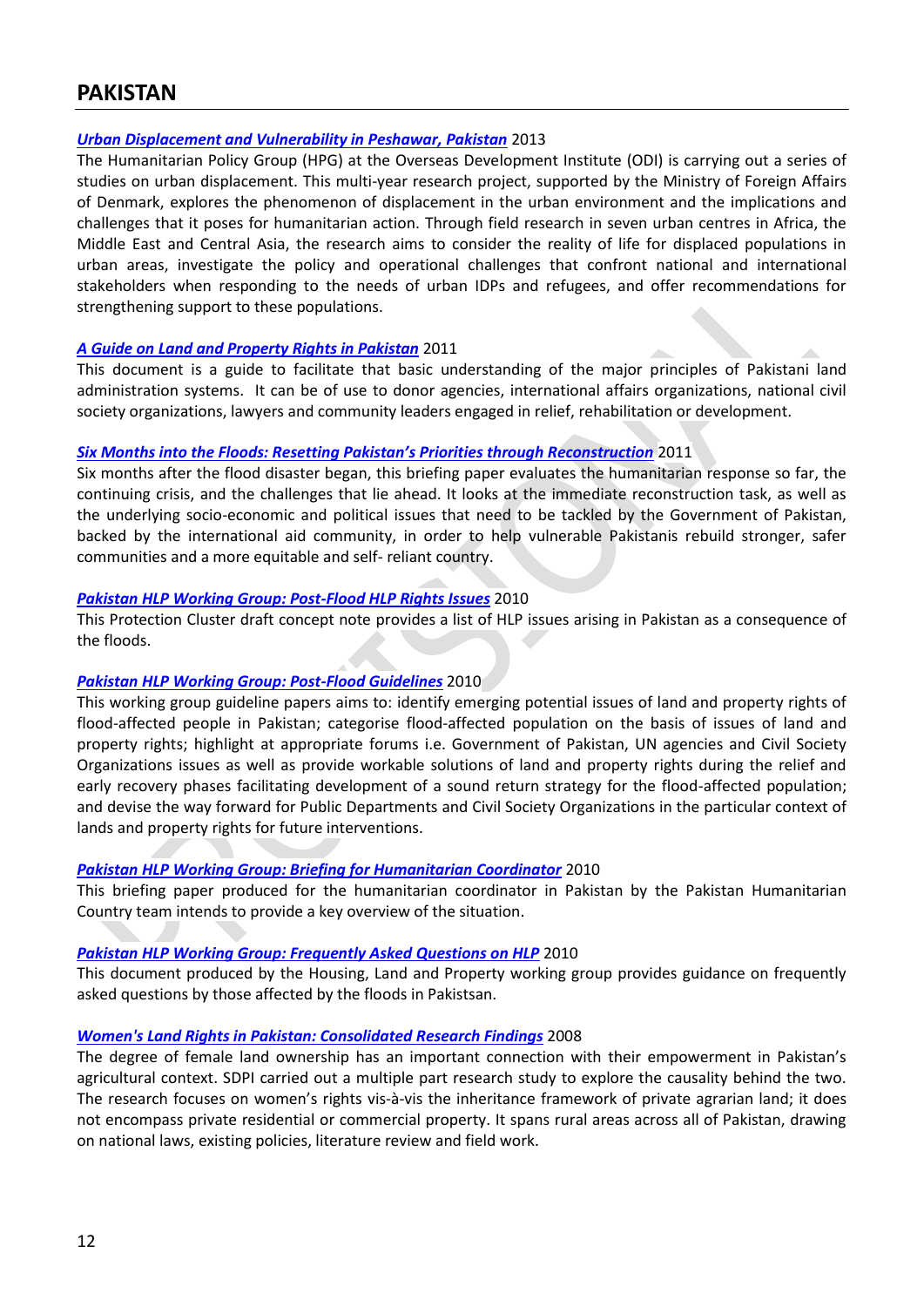# PAKISTAN

***Urban Displacement and Vulnerability in Peshawar, Pakistan*** 2013

The Humanitarian Policy Group (HPG) at the Overseas Development Institute (ODI) is carrying out a series of studies on urban displacement. This multi-year research project, supported by the Ministry of Foreign Affairs of Denmark, explores the phenomenon of displacement in the urban environment and the implications and challenges that it poses for humanitarian action. Through field research in seven urban centres in Africa, the Middle East and Central Asia, the research aims to consider the reality of life for displaced populations in urban areas, investigate the policy and operational challenges that confront national and international stakeholders when responding to the needs of urban IDPs and refugees, and offer recommendations for strengthening support to these populations.

***A Guide on Land and Property Rights in Pakistan*** 2011

This document is a guide to facilitate that basic understanding of the major principles of Pakistani land administration systems. It can be of use to donor agencies, international affairs organizations, national civil society organizations, lawyers and community leaders engaged in relief, rehabilitation or development.

***Six Months into the Floods: Resetting Pakistan's Priorities through Reconstruction*** 2011

Six months after the flood disaster began, this briefing paper evaluates the humanitarian response so far, the continuing crisis, and the challenges that lie ahead. It looks at the immediate reconstruction task, as well as the underlying socio-economic and political issues that need to be tackled by the Government of Pakistan, backed by the international aid community, in order to help vulnerable Pakistanis rebuild stronger, safer communities and a more equitable and self- reliant country.

***Pakistan HLP Working Group: Post-Flood HLP Rights Issues*** 2010

This Protection Cluster draft concept note provides a list of HLP issues arising in Pakistan as a consequence of the floods.

***Pakistan HLP Working Group: Post-Flood Guidelines*** 2010

This working group guideline papers aims to: identify emerging potential issues of land and property rights of flood-affected people in Pakistan; categorise flood-affected population on the basis of issues of land and property rights; highlight at appropriate forums i.e. Government of Pakistan, UN agencies and Civil Society Organizations issues as well as provide workable solutions of land and property rights during the relief and early recovery phases facilitating development of a sound return strategy for the flood-affected population; and devise the way forward for Public Departments and Civil Society Organizations in the particular context of lands and property rights for future interventions.

***Pakistan HLP Working Group: Briefing for Humanitarian Coordinator*** 2010

This briefing paper produced for the humanitarian coordinator in Pakistan by the Pakistan Humanitarian Country team intends to provide a key overview of the situation.

***Pakistan HLP Working Group: Frequently Asked Questions on HLP*** 2010

This document produced by the Housing, Land and Property working group provides guidance on frequently asked questions by those affected by the floods in Pakistsan.

***Women's Land Rights in Pakistan: Consolidated Research Findings*** 2008

The degree of female land ownership has an important connection with their empowerment in Pakistan's agricultural context. SDPI carried out a multiple part research study to explore the causality behind the two. The research focuses on women's rights vis-à-vis the inheritance framework of private agrarian land; it does not encompass private residential or commercial property. It spans rural areas across all of Pakistan, drawing on national laws, existing policies, literature review and field work.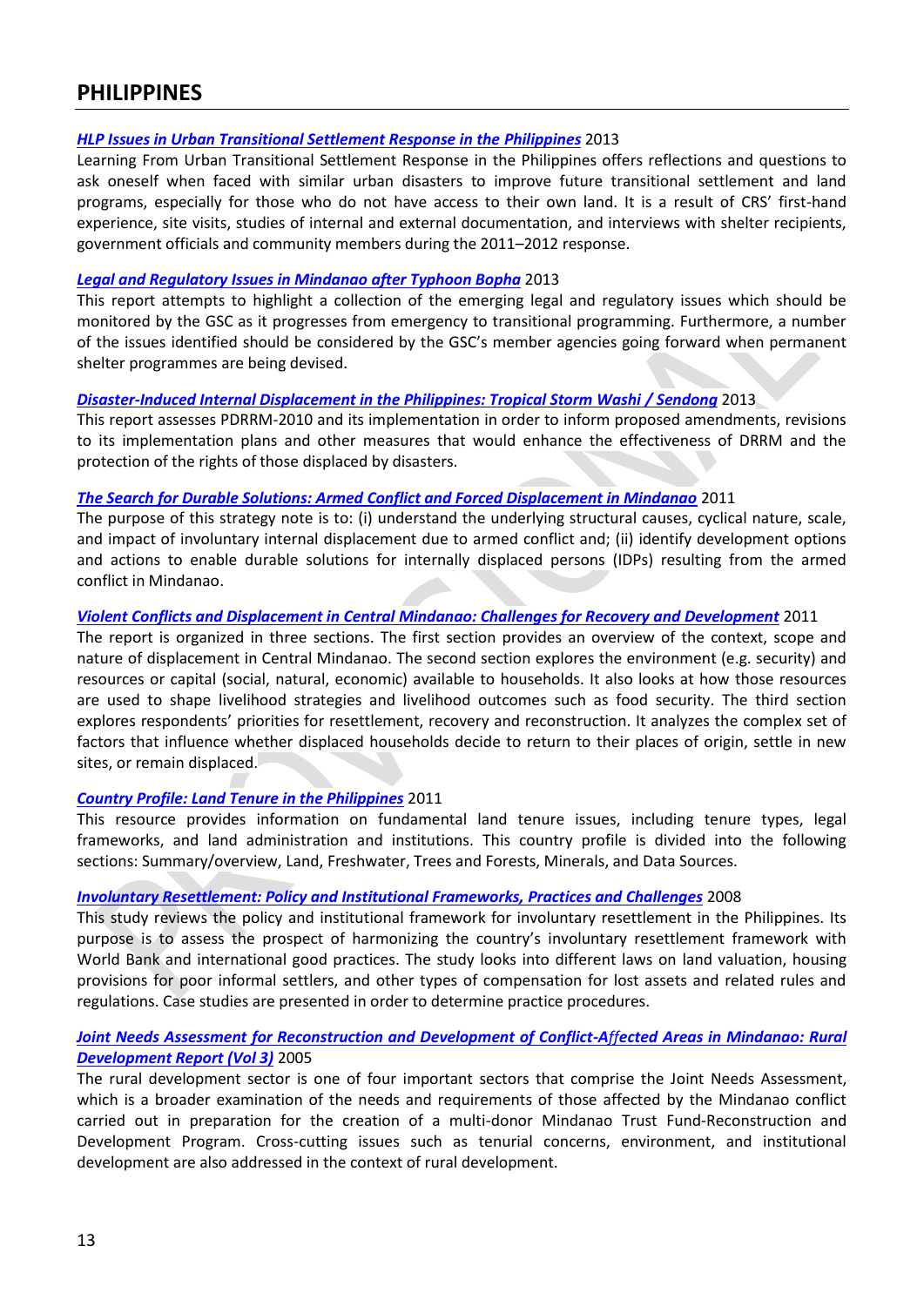# PHILIPPINES

***HLP Issues in Urban Transitional Settlement Response in the Philippines*** 2013

Learning From Urban Transitional Settlement Response in the Philippines offers reflections and questions to ask oneself when faced with similar urban disasters to improve future transitional settlement and land programs, especially for those who do not have access to their own land. It is a result of CRS' first-hand experience, site visits, studies of internal and external documentation, and interviews with shelter recipients, government officials and community members during the 2011–2012 response.

***Legal and Regulatory Issues in Mindanao after Typhoon Bopha*** 2013

This report attempts to highlight a collection of the emerging legal and regulatory issues which should be monitored by the GSC as it progresses from emergency to transitional programming. Furthermore, a number of the issues identified should be considered by the GSC's member agencies going forward when permanent shelter programmes are being devised.

***Disaster-Induced Internal Displacement in the Philippines: Tropical Storm Washi / Sendong*** 2013

This report assesses PDRRM-2010 and its implementation in order to inform proposed amendments, revisions to its implementation plans and other measures that would enhance the effectiveness of DRRM and the protection of the rights of those displaced by disasters.

***The Search for Durable Solutions: Armed Conflict and Forced Displacement in Mindanao*** 2011

The purpose of this strategy note is to: (i) understand the underlying structural causes, cyclical nature, scale, and impact of involuntary internal displacement due to armed conflict and; (ii) identify development options and actions to enable durable solutions for internally displaced persons (IDPs) resulting from the armed conflict in Mindanao.

***Violent Conflicts and Displacement in Central Mindanao: Challenges for Recovery and Development*** 2011

The report is organized in three sections. The first section provides an overview of the context, scope and nature of displacement in Central Mindanao. The second section explores the environment (e.g. security) and resources or capital (social, natural, economic) available to households. It also looks at how those resources are used to shape livelihood strategies and livelihood outcomes such as food security. The third section explores respondents' priorities for resettlement, recovery and reconstruction. It analyzes the complex set of factors that influence whether displaced households decide to return to their places of origin, settle in new sites, or remain displaced.

***Country Profile: Land Tenure in the Philippines*** 2011

This resource provides information on fundamental land tenure issues, including tenure types, legal frameworks, and land administration and institutions. This country profile is divided into the following sections: Summary/overview, Land, Freshwater, Trees and Forests, Minerals, and Data Sources.

***Involuntary Resettlement: Policy and Institutional Frameworks, Practices and Challenges*** 2008

This study reviews the policy and institutional framework for involuntary resettlement in the Philippines. Its purpose is to assess the prospect of harmonizing the country's involuntary resettlement framework with World Bank and international good practices. The study looks into different laws on land valuation, housing provisions for poor informal settlers, and other types of compensation for lost assets and related rules and regulations. Case studies are presented in order to determine practice procedures.

***Joint Needs Assessment for Reconstruction and Development of Conflict-Affected Areas in Mindanao: Rural Development Report (Vol 3)*** 2005

The rural development sector is one of four important sectors that comprise the Joint Needs Assessment, which is a broader examination of the needs and requirements of those affected by the Mindanao conflict carried out in preparation for the creation of a multi-donor Mindanao Trust Fund-Reconstruction and Development Program. Cross-cutting issues such as tenurial concerns, environment, and institutional development are also addressed in the context of rural development.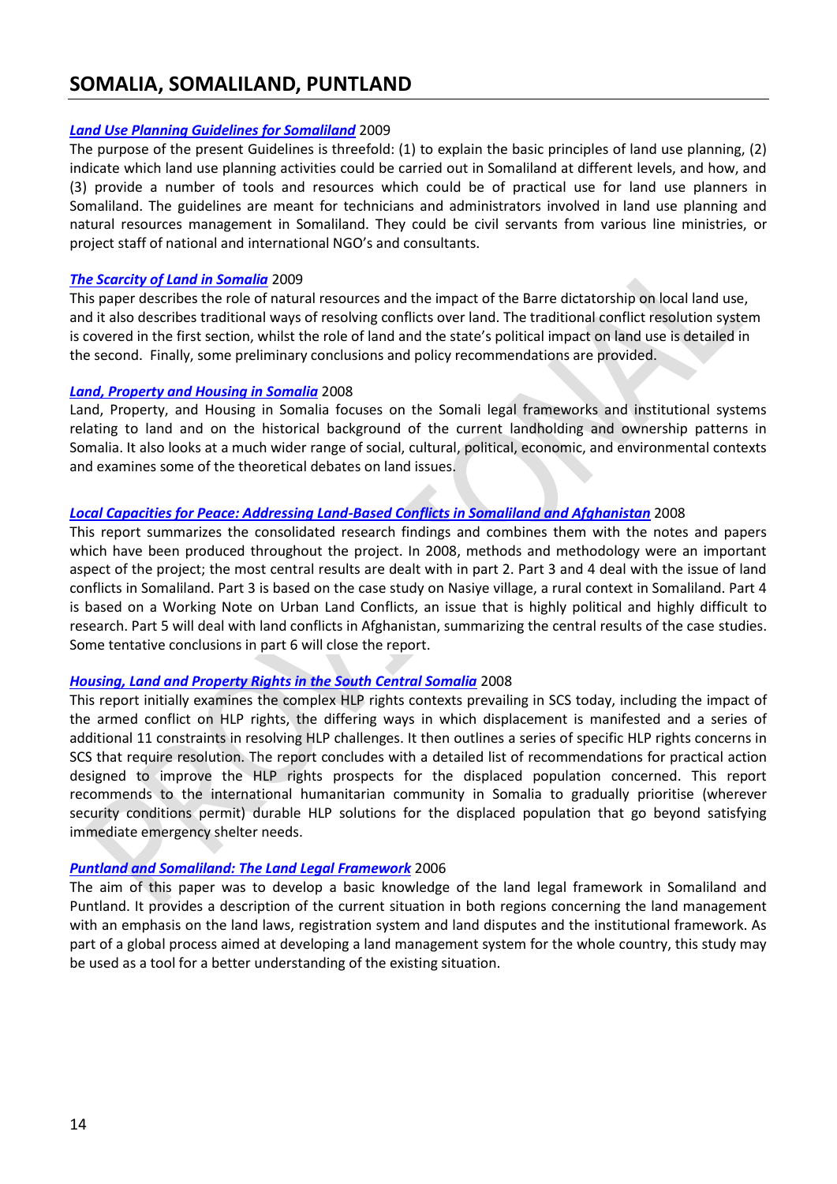# SOMALIA, SOMALILAND, PUNTLAND

***Land Use Planning Guidelines for Somaliland*** 2009

The purpose of the present Guidelines is threefold: (1) to explain the basic principles of land use planning, (2) indicate which land use planning activities could be carried out in Somaliland at different levels, and how, and (3) provide a number of tools and resources which could be of practical use for land use planners in Somaliland. The guidelines are meant for technicians and administrators involved in land use planning and natural resources management in Somaliland. They could be civil servants from various line ministries, or project staff of national and international NGO's and consultants.

***The Scarcity of Land in Somalia*** 2009

This paper describes the role of natural resources and the impact of the Barre dictatorship on local land use, and it also describes traditional ways of resolving conflicts over land. The traditional conflict resolution system is covered in the first section, whilst the role of land and the state's political impact on land use is detailed in the second. Finally, some preliminary conclusions and policy recommendations are provided.

***Land, Property and Housing in Somalia*** 2008

Land, Property, and Housing in Somalia focuses on the Somali legal frameworks and institutional systems relating to land and on the historical background of the current landholding and ownership patterns in Somalia. It also looks at a much wider range of social, cultural, political, economic, and environmental contexts and examines some of the theoretical debates on land issues.

***Local Capacities for Peace: Addressing Land-Based Conflicts in Somaliland and Afghanistan*** 2008

This report summarizes the consolidated research findings and combines them with the notes and papers which have been produced throughout the project. In 2008, methods and methodology were an important aspect of the project; the most central results are dealt with in part 2. Part 3 and 4 deal with the issue of land conflicts in Somaliland. Part 3 is based on the case study on Nasiye village, a rural context in Somaliland. Part 4 is based on a Working Note on Urban Land Conflicts, an issue that is highly political and highly difficult to research. Part 5 will deal with land conflicts in Afghanistan, summarizing the central results of the case studies. Some tentative conclusions in part 6 will close the report.

***Housing, Land and Property Rights in the South Central Somalia*** 2008

This report initially examines the complex HLP rights contexts prevailing in SCS today, including the impact of the armed conflict on HLP rights, the differing ways in which displacement is manifested and a series of additional 11 constraints in resolving HLP challenges. It then outlines a series of specific HLP rights concerns in SCS that require resolution. The report concludes with a detailed list of recommendations for practical action designed to improve the HLP rights prospects for the displaced population concerned. This report recommends to the international humanitarian community in Somalia to gradually prioritise (wherever security conditions permit) durable HLP solutions for the displaced population that go beyond satisfying immediate emergency shelter needs.

***Puntland and Somaliland: The Land Legal Framework*** 2006

The aim of this paper was to develop a basic knowledge of the land legal framework in Somaliland and Puntland. It provides a description of the current situation in both regions concerning the land management with an emphasis on the land laws, registration system and land disputes and the institutional framework. As part of a global process aimed at developing a land management system for the whole country, this study may be used as a tool for a better understanding of the existing situation.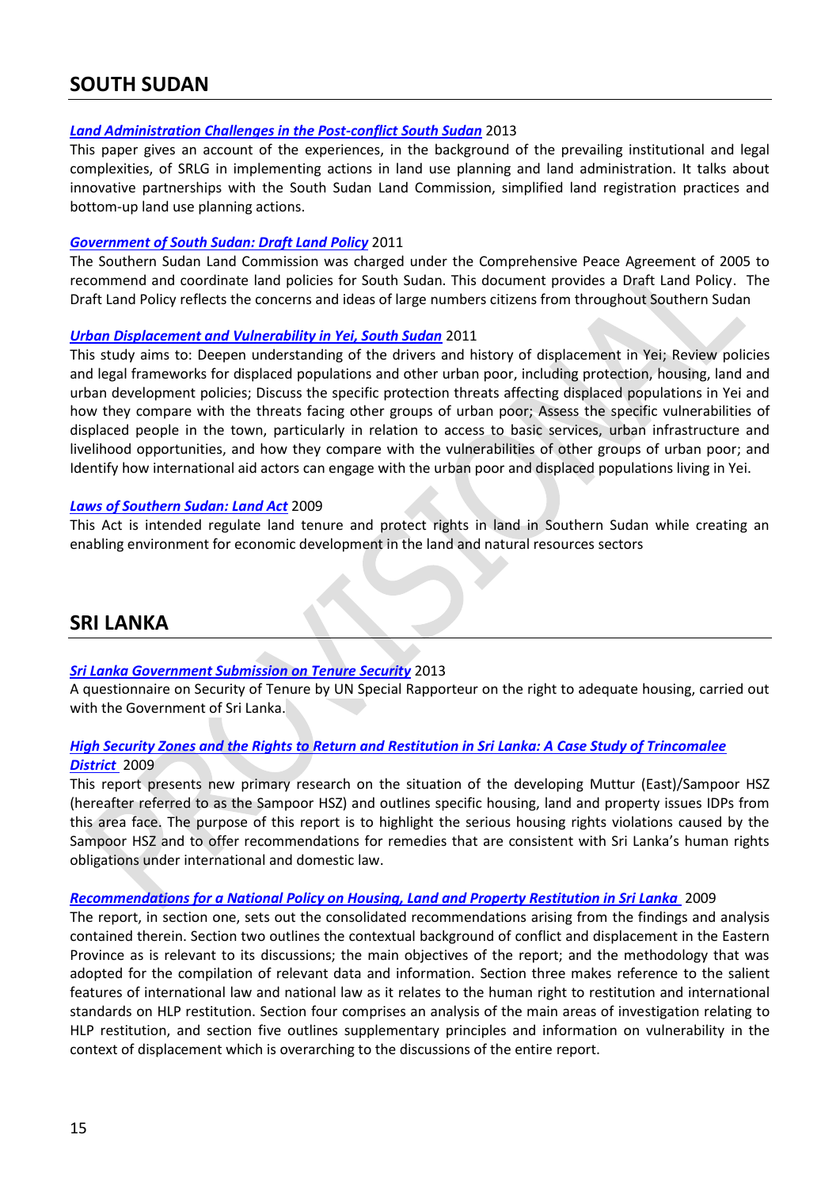## SOUTH SUDAN

***Land Administration Challenges in the Post-conflict South Sudan*** 2013
This paper gives an account of the experiences, in the background of the prevailing institutional and legal complexities, of SRLG in implementing actions in land use planning and land administration. It talks about innovative partnerships with the South Sudan Land Commission, simplified land registration practices and bottom-up land use planning actions.

***Government of South Sudan: Draft Land Policy*** 2011
The Southern Sudan Land Commission was charged under the Comprehensive Peace Agreement of 2005 to recommend and coordinate land policies for South Sudan. This document provides a Draft Land Policy. The Draft Land Policy reflects the concerns and ideas of large numbers citizens from throughout Southern Sudan

***Urban Displacement and Vulnerability in Yei, South Sudan*** 2011
This study aims to: Deepen understanding of the drivers and history of displacement in Yei; Review policies and legal frameworks for displaced populations and other urban poor, including protection, housing, land and urban development policies; Discuss the specific protection threats affecting displaced populations in Yei and how they compare with the threats facing other groups of urban poor; Assess the specific vulnerabilities of displaced people in the town, particularly in relation to access to basic services, urban infrastructure and livelihood opportunities, and how they compare with the vulnerabilities of other groups of urban poor; and Identify how international aid actors can engage with the urban poor and displaced populations living in Yei.

***Laws of Southern Sudan: Land Act*** 2009
This Act is intended regulate land tenure and protect rights in land in Southern Sudan while creating an enabling environment for economic development in the land and natural resources sectors

## SRI LANKA

***Sri Lanka Government Submission on Tenure Security*** 2013
A questionnaire on Security of Tenure by UN Special Rapporteur on the right to adequate housing, carried out with the Government of Sri Lanka.

***High Security Zones and the Rights to Return and Restitution in Sri Lanka: A Case Study of Trincomalee District*** 2009
This report presents new primary research on the situation of the developing Muttur (East)/Sampoor HSZ (hereafter referred to as the Sampoor HSZ) and outlines specific housing, land and property issues IDPs from this area face. The purpose of this report is to highlight the serious housing rights violations caused by the Sampoor HSZ and to offer recommendations for remedies that are consistent with Sri Lanka's human rights obligations under international and domestic law.

***Recommendations for a National Policy on Housing, Land and Property Restitution in Sri Lanka*** 2009
The report, in section one, sets out the consolidated recommendations arising from the findings and analysis contained therein. Section two outlines the contextual background of conflict and displacement in the Eastern Province as is relevant to its discussions; the main objectives of the report; and the methodology that was adopted for the compilation of relevant data and information. Section three makes reference to the salient features of international law and national law as it relates to the human right to restitution and international standards on HLP restitution. Section four comprises an analysis of the main areas of investigation relating to HLP restitution, and section five outlines supplementary principles and information on vulnerability in the context of displacement which is overarching to the discussions of the entire report.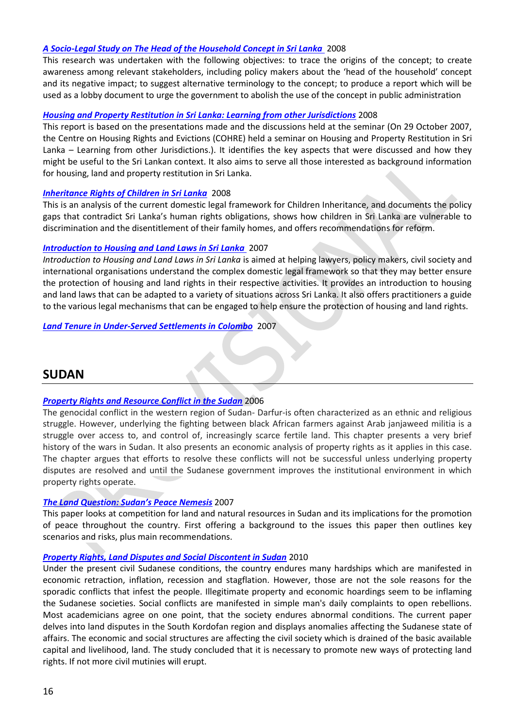***A Socio-Legal Study on The Head of the Household Concept in Sri Lanka*** 2008

This research was undertaken with the following objectives: to trace the origins of the concept; to create awareness among relevant stakeholders, including policy makers about the 'head of the household' concept and its negative impact; to suggest alternative terminology to the concept; to produce a report which will be used as a lobby document to urge the government to abolish the use of the concept in public administration

***Housing and Property Restitution in Sri Lanka: Learning from other Jurisdictions*** 2008

This report is based on the presentations made and the discussions held at the seminar (On 29 October 2007, the Centre on Housing Rights and Evictions (COHRE) held a seminar on Housing and Property Restitution in Sri Lanka – Learning from other Jurisdictions.). It identifies the key aspects that were discussed and how they might be useful to the Sri Lankan context. It also aims to serve all those interested as background information for housing, land and property restitution in Sri Lanka.

***Inheritance Rights of Children in Sri Lanka*** 2008

This is an analysis of the current domestic legal framework for Children Inheritance, and documents the policy gaps that contradict Sri Lanka's human rights obligations, shows how children in Sri Lanka are vulnerable to discrimination and the disentitlement of their family homes, and offers recommendations for reform.

***Introduction to Housing and Land Laws in Sri Lanka*** 2007

*Introduction to Housing and Land Laws in Sri Lanka* is aimed at helping lawyers, policy makers, civil society and international organisations understand the complex domestic legal framework so that they may better ensure the protection of housing and land rights in their respective activities. It provides an introduction to housing and land laws that can be adapted to a variety of situations across Sri Lanka. It also offers practitioners a guide to the various legal mechanisms that can be engaged to help ensure the protection of housing and land rights.

***Land Tenure in Under-Served Settlements in Colombo*** 2007

## SUDAN

***Property Rights and Resource Conflict in the Sudan*** 2006

The genocidal conflict in the western region of Sudan- Darfur-is often characterized as an ethnic and religious struggle. However, underlying the fighting between black African farmers against Arab janjaweed militia is a struggle over access to, and control of, increasingly scarce fertile land. This chapter presents a very brief history of the wars in Sudan. It also presents an economic analysis of property rights as it applies in this case. The chapter argues that efforts to resolve these conflicts will not be successful unless underlying property disputes are resolved and until the Sudanese government improves the institutional environment in which property rights operate.

***The Land Question: Sudan's Peace Nemesis*** 2007

This paper looks at competition for land and natural resources in Sudan and its implications for the promotion of peace throughout the country. First offering a background to the issues this paper then outlines key scenarios and risks, plus main recommendations.

***Property Rights, Land Disputes and Social Discontent in Sudan*** 2010

Under the present civil Sudanese conditions, the country endures many hardships which are manifested in economic retraction, inflation, recession and stagflation. However, those are not the sole reasons for the sporadic conflicts that infest the people. Illegitimate property and economic hoardings seem to be inflaming the Sudanese societies. Social conflicts are manifested in simple man's daily complaints to open rebellions. Most academicians agree on one point, that the society endures abnormal conditions. The current paper delves into land disputes in the South Kordofan region and displays anomalies affecting the Sudanese state of affairs. The economic and social structures are affecting the civil society which is drained of the basic available capital and livelihood, land. The study concluded that it is necessary to promote new ways of protecting land rights. If not more civil mutinies will erupt.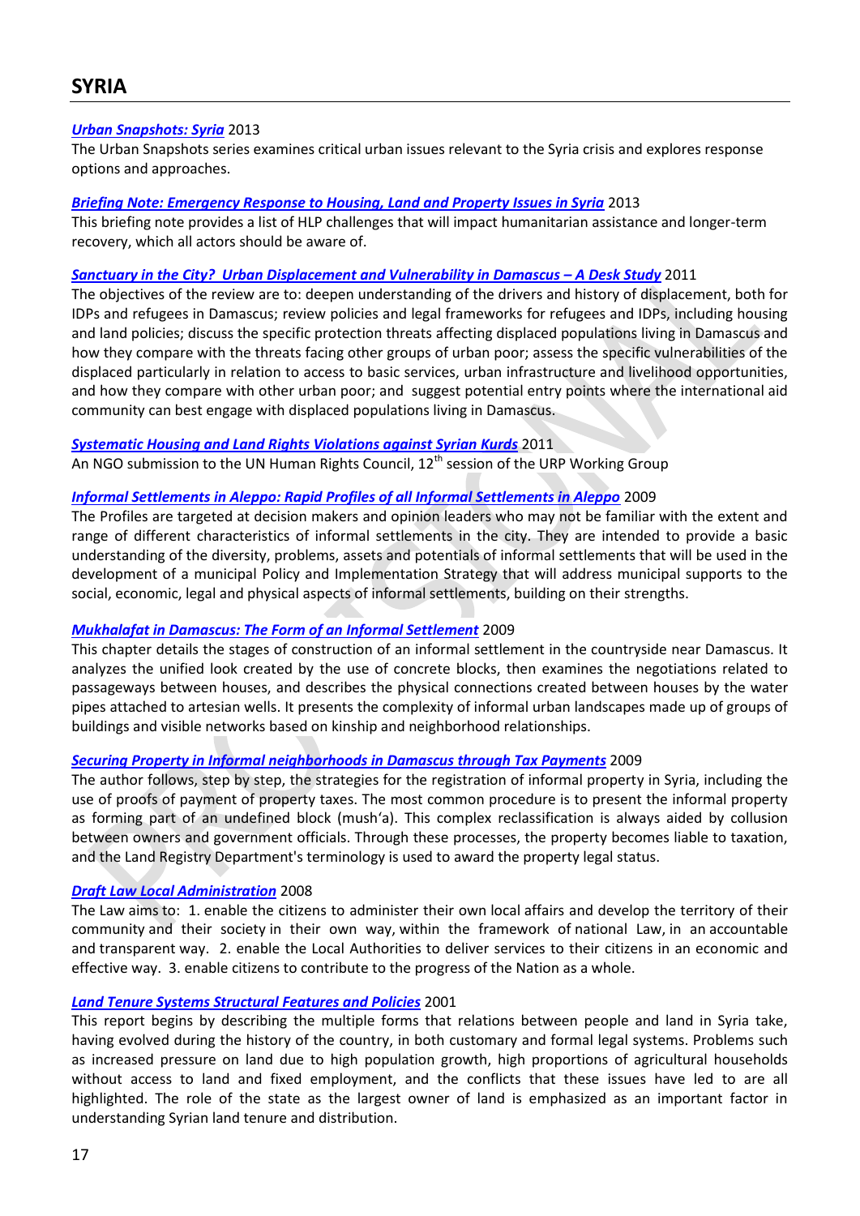# SYRIA

***Urban Snapshots: Syria*** 2013
The Urban Snapshots series examines critical urban issues relevant to the Syria crisis and explores response options and approaches.

***Briefing Note: Emergency Response to Housing, Land and Property Issues in Syria*** 2013
This briefing note provides a list of HLP challenges that will impact humanitarian assistance and longer-term recovery, which all actors should be aware of.

***Sanctuary in the City? Urban Displacement and Vulnerability in Damascus – A Desk Study*** 2011
The objectives of the review are to: deepen understanding of the drivers and history of displacement, both for IDPs and refugees in Damascus; review policies and legal frameworks for refugees and IDPs, including housing and land policies; discuss the specific protection threats affecting displaced populations living in Damascus and how they compare with the threats facing other groups of urban poor; assess the specific vulnerabilities of the displaced particularly in relation to access to basic services, urban infrastructure and livelihood opportunities, and how they compare with other urban poor; and suggest potential entry points where the international aid community can best engage with displaced populations living in Damascus.

***Systematic Housing and Land Rights Violations against Syrian Kurds*** 2011
An NGO submission to the UN Human Rights Council, 12th session of the URP Working Group

***Informal Settlements in Aleppo: Rapid Profiles of all Informal Settlements in Aleppo*** 2009
The Profiles are targeted at decision makers and opinion leaders who may not be familiar with the extent and range of different characteristics of informal settlements in the city. They are intended to provide a basic understanding of the diversity, problems, assets and potentials of informal settlements that will be used in the development of a municipal Policy and Implementation Strategy that will address municipal supports to the social, economic, legal and physical aspects of informal settlements, building on their strengths.

***Mukhalafat in Damascus: The Form of an Informal Settlement*** 2009
This chapter details the stages of construction of an informal settlement in the countryside near Damascus. It analyzes the unified look created by the use of concrete blocks, then examines the negotiations related to passageways between houses, and describes the physical connections created between houses by the water pipes attached to artesian wells. It presents the complexity of informal urban landscapes made up of groups of buildings and visible networks based on kinship and neighborhood relationships.

***Securing Property in Informal neighborhoods in Damascus through Tax Payments*** 2009
The author follows, step by step, the strategies for the registration of informal property in Syria, including the use of proofs of payment of property taxes. The most common procedure is to present the informal property as forming part of an undefined block (mush'a). This complex reclassification is always aided by collusion between owners and government officials. Through these processes, the property becomes liable to taxation, and the Land Registry Department's terminology is used to award the property legal status.

***Draft Law Local Administration*** 2008
The Law aims to: 1. enable the citizens to administer their own local affairs and develop the territory of their community and their society in their own way, within the framework of national Law, in an accountable and transparent way. 2. enable the Local Authorities to deliver services to their citizens in an economic and effective way. 3. enable citizens to contribute to the progress of the Nation as a whole.

***Land Tenure Systems Structural Features and Policies*** 2001
This report begins by describing the multiple forms that relations between people and land in Syria take, having evolved during the history of the country, in both customary and formal legal systems. Problems such as increased pressure on land due to high population growth, high proportions of agricultural households without access to land and fixed employment, and the conflicts that these issues have led to are all highlighted. The role of the state as the largest owner of land is emphasized as an important factor in understanding Syrian land tenure and distribution.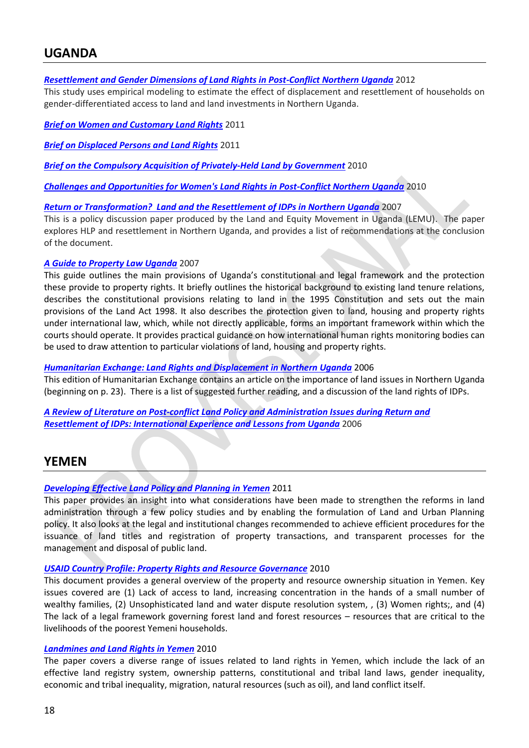# UGANDA

***Resettlement and Gender Dimensions of Land Rights in Post-Conflict Northern Uganda*** 2012
This study uses empirical modeling to estimate the effect of displacement and resettlement of households on gender-differentiated access to land and land investments in Northern Uganda.

***Brief on Women and Customary Land Rights*** 2011

***Brief on Displaced Persons and Land Rights*** 2011

***Brief on the Compulsory Acquisition of Privately-Held Land by Government*** 2010

***Challenges and Opportunities for Women's Land Rights in Post-Conflict Northern Uganda*** 2010

***Return or Transformation? Land and the Resettlement of IDPs in Northern Uganda*** 2007
This is a policy discussion paper produced by the Land and Equity Movement in Uganda (LEMU). The paper explores HLP and resettlement in Northern Uganda, and provides a list of recommendations at the conclusion of the document.

***A Guide to Property Law Uganda*** 2007
This guide outlines the main provisions of Uganda's constitutional and legal framework and the protection these provide to property rights. It briefly outlines the historical background to existing land tenure relations, describes the constitutional provisions relating to land in the 1995 Constitution and sets out the main provisions of the Land Act 1998. It also describes the protection given to land, housing and property rights under international law, which, while not directly applicable, forms an important framework within which the courts should operate. It provides practical guidance on how international human rights monitoring bodies can be used to draw attention to particular violations of land, housing and property rights.

***Humanitarian Exchange: Land Rights and Displacement in Northern Uganda*** 2006
This edition of Humanitarian Exchange contains an article on the importance of land issues in Northern Uganda (beginning on p. 23). There is a list of suggested further reading, and a discussion of the land rights of IDPs.

***A Review of Literature on Post-conflict Land Policy and Administration Issues during Return and Resettlement of IDPs: International Experience and Lessons from Uganda*** 2006

# YEMEN

***Developing Effective Land Policy and Planning in Yemen*** 2011
This paper provides an insight into what considerations have been made to strengthen the reforms in land administration through a few policy studies and by enabling the formulation of Land and Urban Planning policy. It also looks at the legal and institutional changes recommended to achieve efficient procedures for the issuance of land titles and registration of property transactions, and transparent processes for the management and disposal of public land.

***USAID Country Profile: Property Rights and Resource Governance*** 2010
This document provides a general overview of the property and resource ownership situation in Yemen. Key issues covered are (1) Lack of access to land, increasing concentration in the hands of a small number of wealthy families, (2) Unsophisticated land and water dispute resolution system, , (3) Women rights;, and (4) The lack of a legal framework governing forest land and forest resources – resources that are critical to the livelihoods of the poorest Yemeni households.

***Landmines and Land Rights in Yemen*** 2010
The paper covers a diverse range of issues related to land rights in Yemen, which include the lack of an effective land registry system, ownership patterns, constitutional and tribal land laws, gender inequality, economic and tribal inequality, migration, natural resources (such as oil), and land conflict itself.